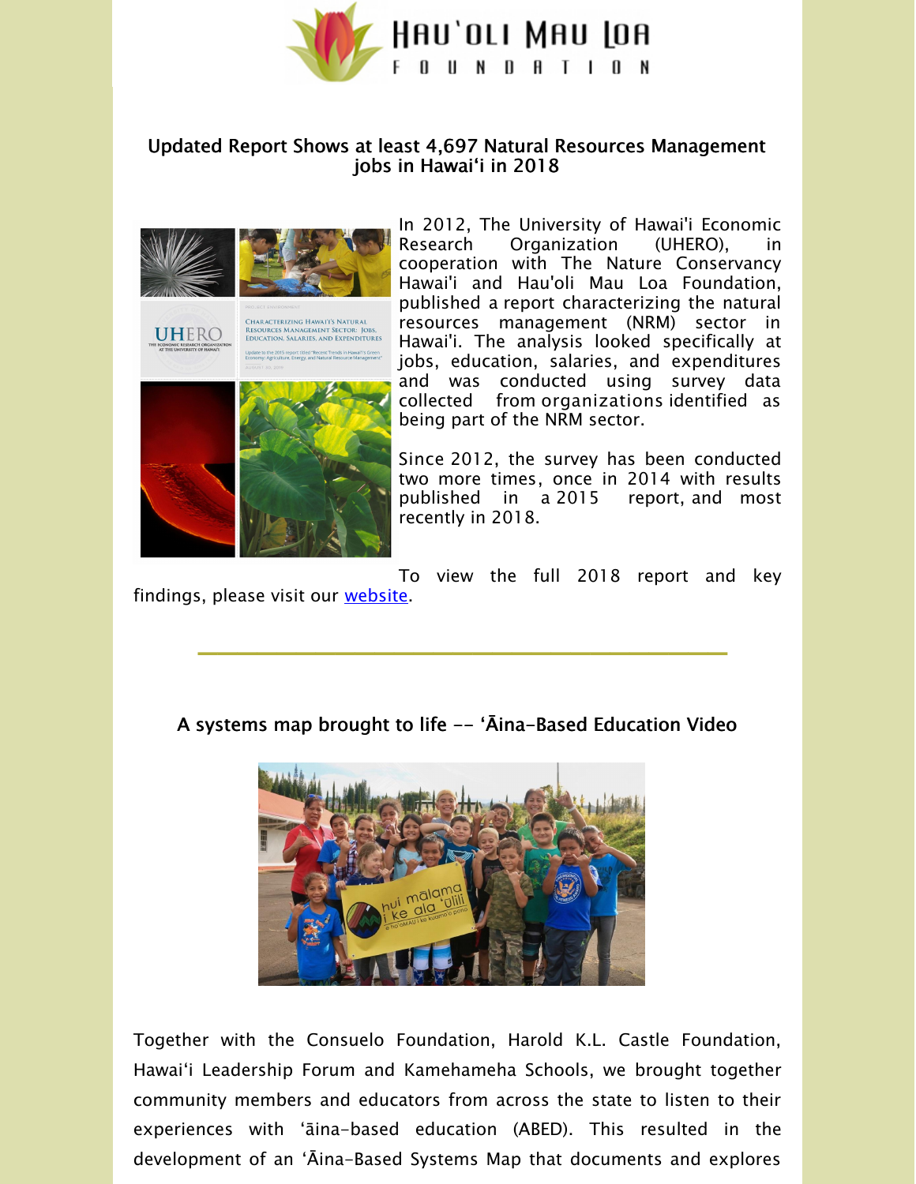# Hau'oli Mau Loa Foundation

## Updated Report Shows at least 4,697 Natural Resources Management jobs in Hawai'i in 2018

In 2012, The University of Hawai'i Economic Research Organization (UHERO), in cooperation with The Nature Conservancy Hawai'i and Hau'oli Mau Loa Foundation, published a report characterizing the natural resources management (NRM) sector in Hawai'i. The analysis looked specifically at jobs, education, salaries, and expenditures and was conducted using survey data collected from organizations identified as being part of the NRM sector.

Since 2012, the survey has been conducted two more times, once in 2014 with results published in a 2015 report, and most recently in 2018.

To view the full 2018 report and key findings, please visit our website.

---

## A systems map brought to life -- ʻĀina-Based Education Video

Together with the Consuelo Foundation, Harold K.L. Castle Foundation, Hawaiʻi Leadership Forum and Kamehameha Schools, we brought together community members and educators from across the state to listen to their experiences with ʻāina-based education (ABED). This resulted in the development of an ʻĀina-Based Systems Map that documents and explores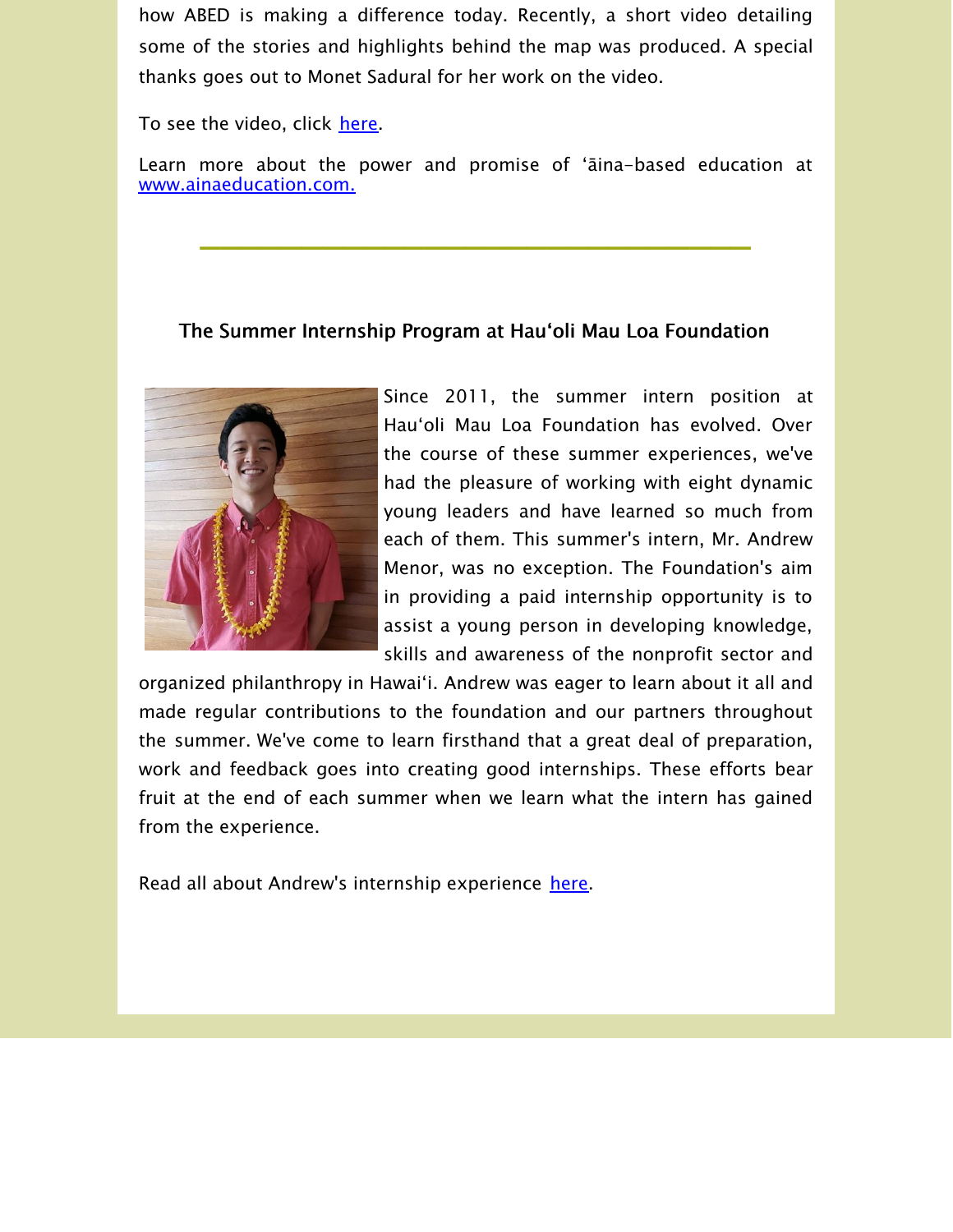how ABED is making a difference today. Recently, a short video detailing some of the stories and highlights behind the map was produced. A special thanks goes out to Monet Sadural for her work on the video.

To see the video, click here.

Learn more about the power and promise of ʻāina-based education at www.ainaeducation.com.

---

### The Summer Internship Program at Hauʻoli Mau Loa Foundation

Since 2011, the summer intern position at Hauʻoli Mau Loa Foundation has evolved. Over the course of these summer experiences, we've had the pleasure of working with eight dynamic young leaders and have learned so much from each of them. This summer's intern, Mr. Andrew Menor, was no exception. The Foundation's aim in providing a paid internship opportunity is to assist a young person in developing knowledge, skills and awareness of the nonprofit sector and organized philanthropy in Hawaiʻi. Andrew was eager to learn about it all and made regular contributions to the foundation and our partners throughout the summer. We've come to learn firsthand that a great deal of preparation, work and feedback goes into creating good internships. These efforts bear fruit at the end of each summer when we learn what the intern has gained from the experience.

Read all about Andrew's internship experience here.